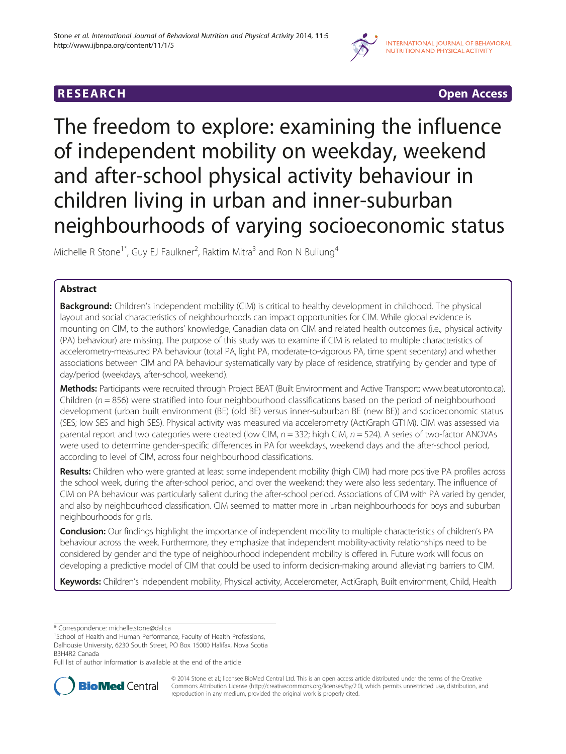**RESEARCH** **Open Access**

# The freedom to explore: examining the influence of independent mobility on weekday, weekend and after-school physical activity behaviour in children living in urban and inner-suburban neighbourhoods of varying socioeconomic status

Michelle R Stone[1*], Guy EJ Faulkner[2], Raktim Mitra[3] and Ron N Buliung[4]

## Abstract

**Background:** Children's independent mobility (CIM) is critical to healthy development in childhood. The physical layout and social characteristics of neighbourhoods can impact opportunities for CIM. While global evidence is mounting on CIM, to the authors' knowledge, Canadian data on CIM and related health outcomes (i.e., physical activity (PA) behaviour) are missing. The purpose of this study was to examine if CIM is related to multiple characteristics of accelerometry-measured PA behaviour (total PA, light PA, moderate-to-vigorous PA, time spent sedentary) and whether associations between CIM and PA behaviour systematically vary by place of residence, stratifying by gender and type of day/period (weekdays, after-school, weekend).

**Methods:** Participants were recruited through Project BEAT (Built Environment and Active Transport; www.beat.utoronto.ca). Children (*n* = 856) were stratified into four neighbourhood classifications based on the period of neighbourhood development (urban built environment (BE) (old BE) versus inner-suburban BE (new BE)) and socioeconomic status (SES; low SES and high SES). Physical activity was measured via accelerometry (ActiGraph GT1M). CIM was assessed via parental report and two categories were created (low CIM, *n* = 332; high CIM, *n* = 524). A series of two-factor ANOVAs were used to determine gender-specific differences in PA for weekdays, weekend days and the after-school period, according to level of CIM, across four neighbourhood classifications.

**Results:** Children who were granted at least some independent mobility (high CIM) had more positive PA profiles across the school week, during the after-school period, and over the weekend; they were also less sedentary. The influence of CIM on PA behaviour was particularly salient during the after-school period. Associations of CIM with PA varied by gender, and also by neighbourhood classification. CIM seemed to matter more in urban neighbourhoods for boys and suburban neighbourhoods for girls.

**Conclusion:** Our findings highlight the importance of independent mobility to multiple characteristics of children's PA behaviour across the week. Furthermore, they emphasize that independent mobility-activity relationships need to be considered by gender and the type of neighbourhood independent mobility is offered in. Future work will focus on developing a predictive model of CIM that could be used to inform decision-making around alleviating barriers to CIM.

**Keywords:** Children's independent mobility, Physical activity, Accelerometer, ActiGraph, Built environment, Child, Health

---

* Correspondence: michelle.stone@dal.ca
[1]School of Health and Human Performance, Faculty of Health Professions, Dalhousie University, 6230 South Street, PO Box 15000 Halifax, Nova Scotia B3H4R2 Canada
Full list of author information is available at the end of the article

© 2014 Stone et al.; licensee BioMed Central Ltd. This is an open access article distributed under the terms of the Creative Commons Attribution License (http://creativecommons.org/licenses/by/2.0), which permits unrestricted use, distribution, and reproduction in any medium, provided the original work is properly cited.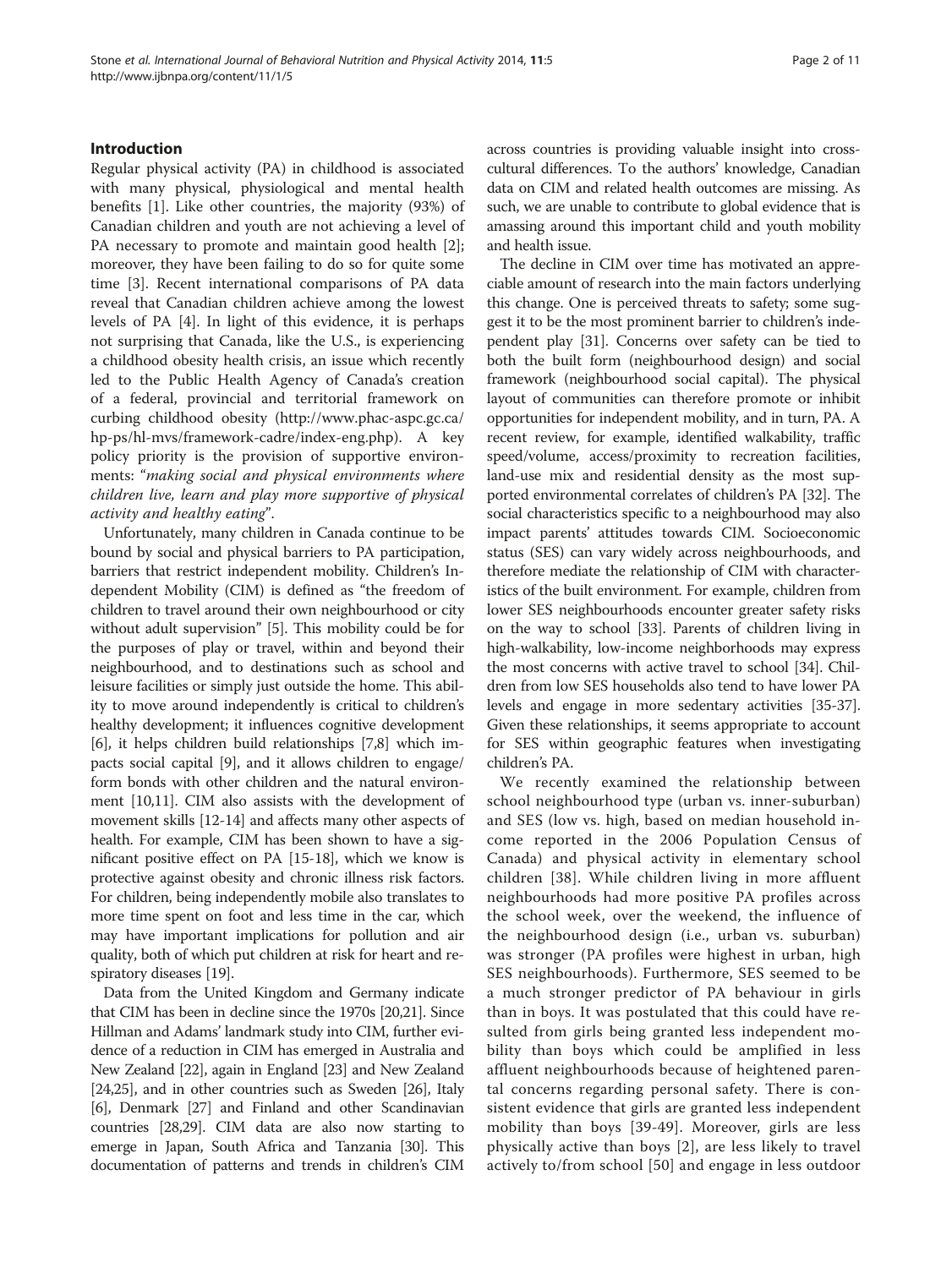## Introduction

Regular physical activity (PA) in childhood is associated with many physical, physiological and mental health benefits [1]. Like other countries, the majority (93%) of Canadian children and youth are not achieving a level of PA necessary to promote and maintain good health [2]; moreover, they have been failing to do so for quite some time [3]. Recent international comparisons of PA data reveal that Canadian children achieve among the lowest levels of PA [4]. In light of this evidence, it is perhaps not surprising that Canada, like the U.S., is experiencing a childhood obesity health crisis, an issue which recently led to the Public Health Agency of Canada's creation of a federal, provincial and territorial framework on curbing childhood obesity (http://www.phac-aspc.gc.ca/hp-ps/hl-mvs/framework-cadre/index-eng.php). A key policy priority is the provision of supportive environments: "*making social and physical environments where children live, learn and play more supportive of physical activity and healthy eating*".

Unfortunately, many children in Canada continue to be bound by social and physical barriers to PA participation, barriers that restrict independent mobility. Children's Independent Mobility (CIM) is defined as "the freedom of children to travel around their own neighbourhood or city without adult supervision" [5]. This mobility could be for the purposes of play or travel, within and beyond their neighbourhood, and to destinations such as school and leisure facilities or simply just outside the home. This ability to move around independently is critical to children's healthy development; it influences cognitive development [6], it helps children build relationships [7,8] which impacts social capital [9], and it allows children to engage/form bonds with other children and the natural environment [10,11]. CIM also assists with the development of movement skills [12-14] and affects many other aspects of health. For example, CIM has been shown to have a significant positive effect on PA [15-18], which we know is protective against obesity and chronic illness risk factors. For children, being independently mobile also translates to more time spent on foot and less time in the car, which may have important implications for pollution and air quality, both of which put children at risk for heart and respiratory diseases [19].

Data from the United Kingdom and Germany indicate that CIM has been in decline since the 1970s [20,21]. Since Hillman and Adams' landmark study into CIM, further evidence of a reduction in CIM has emerged in Australia and New Zealand [22], again in England [23] and New Zealand [24,25], and in other countries such as Sweden [26], Italy [6], Denmark [27] and Finland and other Scandinavian countries [28,29]. CIM data are also now starting to emerge in Japan, South Africa and Tanzania [30]. This documentation of patterns and trends in children's CIM across countries is providing valuable insight into cross-cultural differences. To the authors' knowledge, Canadian data on CIM and related health outcomes are missing. As such, we are unable to contribute to global evidence that is amassing around this important child and youth mobility and health issue.

The decline in CIM over time has motivated an appreciable amount of research into the main factors underlying this change. One is perceived threats to safety; some suggest it to be the most prominent barrier to children's independent play [31]. Concerns over safety can be tied to both the built form (neighbourhood design) and social framework (neighbourhood social capital). The physical layout of communities can therefore promote or inhibit opportunities for independent mobility, and in turn, PA. A recent review, for example, identified walkability, traffic speed/volume, access/proximity to recreation facilities, land-use mix and residential density as the most supported environmental correlates of children's PA [32]. The social characteristics specific to a neighbourhood may also impact parents' attitudes towards CIM. Socioeconomic status (SES) can vary widely across neighbourhoods, and therefore mediate the relationship of CIM with characteristics of the built environment. For example, children from lower SES neighbourhoods encounter greater safety risks on the way to school [33]. Parents of children living in high-walkability, low-income neighborhoods may express the most concerns with active travel to school [34]. Children from low SES households also tend to have lower PA levels and engage in more sedentary activities [35-37]. Given these relationships, it seems appropriate to account for SES within geographic features when investigating children's PA.

We recently examined the relationship between school neighbourhood type (urban vs. inner-suburban) and SES (low vs. high, based on median household income reported in the 2006 Population Census of Canada) and physical activity in elementary school children [38]. While children living in more affluent neighbourhoods had more positive PA profiles across the school week, over the weekend, the influence of the neighbourhood design (i.e., urban vs. suburban) was stronger (PA profiles were highest in urban, high SES neighbourhoods). Furthermore, SES seemed to be a much stronger predictor of PA behaviour in girls than in boys. It was postulated that this could have resulted from girls being granted less independent mobility than boys which could be amplified in less affluent neighbourhoods because of heightened parental concerns regarding personal safety. There is consistent evidence that girls are granted less independent mobility than boys [39-49]. Moreover, girls are less physically active than boys [2], are less likely to travel actively to/from school [50] and engage in less outdoor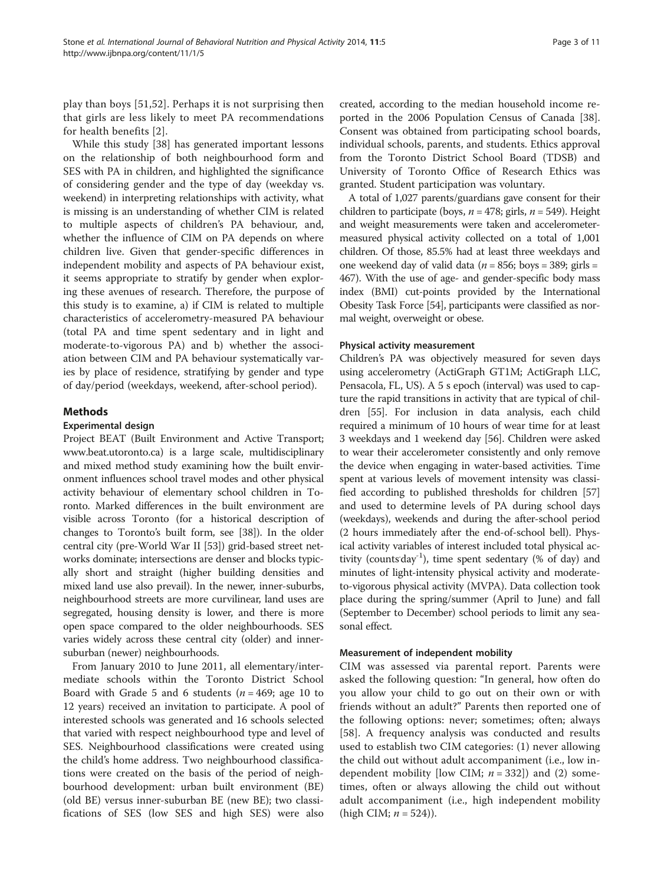play than boys [51,52]. Perhaps it is not surprising then that girls are less likely to meet PA recommendations for health benefits [2].

While this study [38] has generated important lessons on the relationship of both neighbourhood form and SES with PA in children, and highlighted the significance of considering gender and the type of day (weekday vs. weekend) in interpreting relationships with activity, what is missing is an understanding of whether CIM is related to multiple aspects of children's PA behaviour, and, whether the influence of CIM on PA depends on where children live. Given that gender-specific differences in independent mobility and aspects of PA behaviour exist, it seems appropriate to stratify by gender when exploring these avenues of research. Therefore, the purpose of this study is to examine, a) if CIM is related to multiple characteristics of accelerometry-measured PA behaviour (total PA and time spent sedentary and in light and moderate-to-vigorous PA) and b) whether the association between CIM and PA behaviour systematically varies by place of residence, stratifying by gender and type of day/period (weekdays, weekend, after-school period).

## Methods

### Experimental design

Project BEAT (Built Environment and Active Transport; www.beat.utoronto.ca) is a large scale, multidisciplinary and mixed method study examining how the built environment influences school travel modes and other physical activity behaviour of elementary school children in Toronto. Marked differences in the built environment are visible across Toronto (for a historical description of changes to Toronto's built form, see [38]). In the older central city (pre-World War II [53]) grid-based street networks dominate; intersections are denser and blocks typically short and straight (higher building densities and mixed land use also prevail). In the newer, inner-suburbs, neighbourhood streets are more curvilinear, land uses are segregated, housing density is lower, and there is more open space compared to the older neighbourhoods. SES varies widely across these central city (older) and inner-suburban (newer) neighbourhoods.

From January 2010 to June 2011, all elementary/intermediate schools within the Toronto District School Board with Grade 5 and 6 students ($n = 469$; age 10 to 12 years) received an invitation to participate. A pool of interested schools was generated and 16 schools selected that varied with respect neighbourhood type and level of SES. Neighbourhood classifications were created using the child's home address. Two neighbourhood classifications were created on the basis of the period of neighbourhood development: urban built environment (BE) (old BE) versus inner-suburban BE (new BE); two classifications of SES (low SES and high SES) were also created, according to the median household income reported in the 2006 Population Census of Canada [38]. Consent was obtained from participating school boards, individual schools, parents, and students. Ethics approval from the Toronto District School Board (TDSB) and University of Toronto Office of Research Ethics was granted. Student participation was voluntary.

A total of 1,027 parents/guardians gave consent for their children to participate (boys, $n = 478$; girls, $n = 549$). Height and weight measurements were taken and accelerometer-measured physical activity collected on a total of 1,001 children. Of those, 85.5% had at least three weekdays and one weekend day of valid data ($n = 856$; boys = 389; girls = 467). With the use of age- and gender-specific body mass index (BMI) cut-points provided by the International Obesity Task Force [54], participants were classified as normal weight, overweight or obese.

### Physical activity measurement

Children's PA was objectively measured for seven days using accelerometry (ActiGraph GT1M; ActiGraph LLC, Pensacola, FL, US). A 5 s epoch (interval) was used to capture the rapid transitions in activity that are typical of children [55]. For inclusion in data analysis, each child required a minimum of 10 hours of wear time for at least 3 weekdays and 1 weekend day [56]. Children were asked to wear their accelerometer consistently and only remove the device when engaging in water-based activities. Time spent at various levels of movement intensity was classified according to published thresholds for children [57] and used to determine levels of PA during school days (weekdays), weekends and during the after-school period (2 hours immediately after the end-of-school bell). Physical activity variables of interest included total physical activity (counts·day$^{-1}$), time spent sedentary (% of day) and minutes of light-intensity physical activity and moderate-to-vigorous physical activity (MVPA). Data collection took place during the spring/summer (April to June) and fall (September to December) school periods to limit any seasonal effect.

### Measurement of independent mobility

CIM was assessed via parental report. Parents were asked the following question: "In general, how often do you allow your child to go out on their own or with friends without an adult?" Parents then reported one of the following options: never; sometimes; often; always [58]. A frequency analysis was conducted and results used to establish two CIM categories: (1) never allowing the child out without adult accompaniment (i.e., low independent mobility [low CIM; $n = 332$]) and (2) sometimes, often or always allowing the child out without adult accompaniment (i.e., high independent mobility (high CIM; $n = 524$)).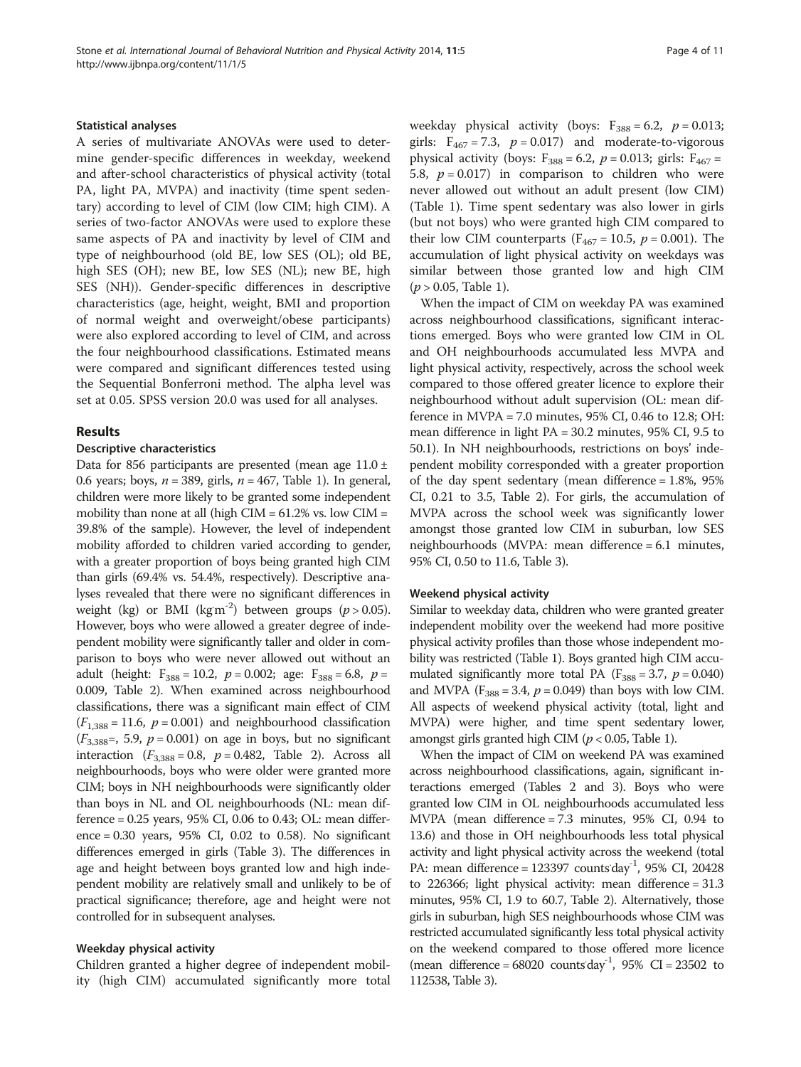### Statistical analyses

A series of multivariate ANOVAs were used to determine gender-specific differences in weekday, weekend and after-school characteristics of physical activity (total PA, light PA, MVPA) and inactivity (time spent sedentary) according to level of CIM (low CIM; high CIM). A series of two-factor ANOVAs were used to explore these same aspects of PA and inactivity by level of CIM and type of neighbourhood (old BE, low SES (OL); old BE, high SES (OH); new BE, low SES (NL); new BE, high SES (NH)). Gender-specific differences in descriptive characteristics (age, height, weight, BMI and proportion of normal weight and overweight/obese participants) were also explored according to level of CIM, and across the four neighbourhood classifications. Estimated means were compared and significant differences tested using the Sequential Bonferroni method. The alpha level was set at 0.05. SPSS version 20.0 was used for all analyses.

## Results

### Descriptive characteristics

Data for 856 participants are presented (mean age 11.0 ± 0.6 years; boys, $n = 389$, girls, $n = 467$, Table 1). In general, children were more likely to be granted some independent mobility than none at all (high CIM = 61.2% vs. low CIM = 39.8% of the sample). However, the level of independent mobility afforded to children varied according to gender, with a greater proportion of boys being granted high CIM than girls (69.4% vs. 54.4%, respectively). Descriptive analyses revealed that there were no significant differences in weight (kg) or BMI (kg·m$^{-2}$) between groups ($p > 0.05$). However, boys who were allowed a greater degree of independent mobility were significantly taller and older in comparison to boys who were never allowed out without an adult (height: $F_{388} = 10.2$, $p = 0.002$; age: $F_{388} = 6.8$, $p = 0.009$, Table 2). When examined across neighbourhood classifications, there was a significant main effect of CIM ($F_{1,388} = 11.6$, $p = 0.001$) and neighbourhood classification ($F_{3,388}$=, 5.9, $p = 0.001$) on age in boys, but no significant interaction ($F_{3,388} = 0.8$, $p = 0.482$, Table 2). Across all neighbourhoods, boys who were older were granted more CIM; boys in NH neighbourhoods were significantly older than boys in NL and OL neighbourhoods (NL: mean difference = 0.25 years, 95% CI, 0.06 to 0.43; OL: mean difference = 0.30 years, 95% CI, 0.02 to 0.58). No significant differences emerged in girls (Table 3). The differences in age and height between boys granted low and high independent mobility are relatively small and unlikely to be of practical significance; therefore, age and height were not controlled for in subsequent analyses.

### Weekday physical activity

Children granted a higher degree of independent mobility (high CIM) accumulated significantly more total weekday physical activity (boys: $F_{388} = 6.2$, $p = 0.013$; girls: $F_{467} = 7.3$, $p = 0.017$) and moderate-to-vigorous physical activity (boys: $F_{388} = 6.2$, $p = 0.013$; girls: $F_{467} = 5.8$, $p = 0.017$) in comparison to children who were never allowed out without an adult present (low CIM) (Table 1). Time spent sedentary was also lower in girls (but not boys) who were granted high CIM compared to their low CIM counterparts ($F_{467} = 10.5$, $p = 0.001$). The accumulation of light physical activity on weekdays was similar between those granted low and high CIM ($p > 0.05$, Table 1).

When the impact of CIM on weekday PA was examined across neighbourhood classifications, significant interactions emerged. Boys who were granted low CIM in OL and OH neighbourhoods accumulated less MVPA and light physical activity, respectively, across the school week compared to those offered greater licence to explore their neighbourhood without adult supervision (OL: mean difference in MVPA = 7.0 minutes, 95% CI, 0.46 to 12.8; OH: mean difference in light PA = 30.2 minutes, 95% CI, 9.5 to 50.1). In NH neighbourhoods, restrictions on boys' independent mobility corresponded with a greater proportion of the day spent sedentary (mean difference = 1.8%, 95% CI, 0.21 to 3.5, Table 2). For girls, the accumulation of MVPA across the school week was significantly lower amongst those granted low CIM in suburban, low SES neighbourhoods (MVPA: mean difference = 6.1 minutes, 95% CI, 0.50 to 11.6, Table 3).

### Weekend physical activity

Similar to weekday data, children who were granted greater independent mobility over the weekend had more positive physical activity profiles than those whose independent mobility was restricted (Table 1). Boys granted high CIM accumulated significantly more total PA ($F_{388} = 3.7$, $p = 0.040$) and MVPA ($F_{388} = 3.4$, $p = 0.049$) than boys with low CIM. All aspects of weekend physical activity (total, light and MVPA) were higher, and time spent sedentary lower, amongst girls granted high CIM ($p < 0.05$, Table 1).

When the impact of CIM on weekend PA was examined across neighbourhood classifications, again, significant interactions emerged (Tables 2 and 3). Boys who were granted low CIM in OL neighbourhoods accumulated less MVPA (mean difference = 7.3 minutes, 95% CI, 0.94 to 13.6) and those in OH neighbourhoods less total physical activity and light physical activity across the weekend (total PA: mean difference = 123397 counts·day$^{-1}$, 95% CI, 20428 to 226366; light physical activity: mean difference = 31.3 minutes, 95% CI, 1.9 to 60.7, Table 2). Alternatively, those girls in suburban, high SES neighbourhoods whose CIM was restricted accumulated significantly less total physical activity on the weekend compared to those offered more licence (mean difference = 68020 counts·day$^{-1}$, 95% CI = 23502 to 112538, Table 3).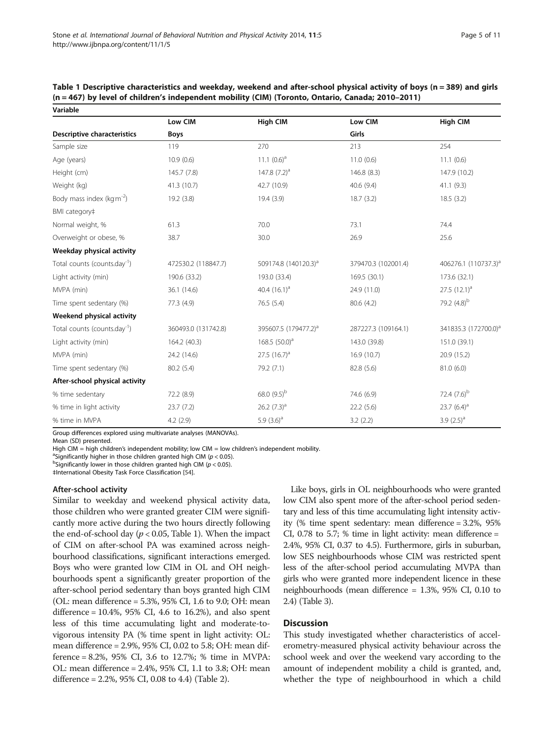**Table 1 Descriptive characteristics and weekday, weekend and after-school physical activity of boys (n = 389) and girls (n = 467) by level of children's independent mobility (CIM) (Toronto, Ontario, Canada; 2010–2011)**

| Variable | | | | |
|---|---|---|---|---|
| | Low CIM | High CIM | Low CIM | High CIM |
| **Descriptive characteristics** | **Boys** | | **Girls** | |
| Sample size | 119 | 270 | 213 | 254 |
| Age (years) | 10.9 (0.6) | 11.1 (0.6)[a] | 11.0 (0.6) | 11.1 (0.6) |
| Height (cm) | 145.7 (7.8) | 147.8 (7.2)[a] | 146.8 (8.3) | 147.9 (10.2) |
| Weight (kg) | 41.3 (10.7) | 42.7 (10.9) | 40.6 (9.4) | 41.1 (9.3) |
| Body mass index (kg·m$^{-2}$) | 19.2 (3.8) | 19.4 (3.9) | 18.7 (3.2) | 18.5 (3.2) |
| BMI category‡ | | | | |
| Normal weight, % | 61.3 | 70.0 | 73.1 | 74.4 |
| Overweight or obese, % | 38.7 | 30.0 | 26.9 | 25.6 |
| **Weekday physical activity** | | | | |
| Total counts (counts.day$^{-1}$) | 472530.2 (118847.7) | 509174.8 (140120.3)[a] | 379470.3 (102001.4) | 406276.1 (110737.3)[a] |
| Light activity (min) | 190.6 (33.2) | 193.0 (33.4) | 169.5 (30.1) | 173.6 (32.1) |
| MVPA (min) | 36.1 (14.6) | 40.4 (16.1)[a] | 24.9 (11.0) | 27.5 (12.1)[a] |
| Time spent sedentary (%) | 77.3 (4.9) | 76.5 (5.4) | 80.6 (4.2) | 79.2 (4.8)[b] |
| **Weekend physical activity** | | | | |
| Total counts (counts.day$^{-1}$) | 360493.0 (131742.8) | 395607.5 (179477.2)[a] | 287227.3 (109164.1) | 341835.3 (172700.0)[a] |
| Light activity (min) | 164.2 (40.3) | 168.5 (50.0)[a] | 143.0 (39.8) | 151.0 (39.1) |
| MVPA (min) | 24.2 (14.6) | 27.5 (16.7)[a] | 16.9 (10.7) | 20.9 (15.2) |
| Time spent sedentary (%) | 80.2 (5.4) | 79.2 (7.1) | 82.8 (5.6) | 81.0 (6.0) |
| **After-school physical activity** | | | | |
| % time sedentary | 72.2 (8.9) | 68.0 (9.5)[b] | 74.6 (6.9) | 72.4 (7.6)[b] |
| % time in light activity | 23.7 (7.2) | 26.2 (7.3)[a] | 22.2 (5.6) | 23.7 (6.4)[a] |
| % time in MVPA | 4.2 (2.9) | 5.9 (3.6)[a] | 3.2 (2.2) | 3.9 (2.5)[a] |

Group differences explored using multivariate analyses (MANOVAs).
Mean (SD) presented.
High CIM = high children's independent mobility; low CIM = low children's independent mobility.
[a]Significantly higher in those children granted high CIM ($p < 0.05$).
[b]Significantly lower in those children granted high CIM ($p < 0.05$).
‡International Obesity Task Force Classification [54].

### After-school activity

Similar to weekday and weekend physical activity data, those children who were granted greater CIM were significantly more active during the two hours directly following the end-of-school day ($p < 0.05$, Table 1). When the impact of CIM on after-school PA was examined across neighbourhood classifications, significant interactions emerged. Boys who were granted low CIM in OL and OH neighbourhoods spent a significantly greater proportion of the after-school period sedentary than boys granted high CIM (OL: mean difference = 5.3%, 95% CI, 1.6 to 9.0; OH: mean difference = 10.4%, 95% CI, 4.6 to 16.2%), and also spent less of this time accumulating light and moderate-to-vigorous intensity PA (% time spent in light activity: OL: mean difference = 2.9%, 95% CI, 0.02 to 5.8; OH: mean difference = 8.2%, 95% CI, 3.6 to 12.7%; % time in MVPA: OL: mean difference = 2.4%, 95% CI, 1.1 to 3.8; OH: mean difference = 2.2%, 95% CI, 0.08 to 4.4) (Table 2).

Like boys, girls in OL neighbourhoods who were granted low CIM also spent more of the after-school period sedentary and less of this time accumulating light intensity activity (% time spent sedentary: mean difference = 3.2%, 95% CI, 0.78 to 5.7; % time in light activity: mean difference = 2.4%, 95% CI, 0.37 to 4.5). Furthermore, girls in suburban, low SES neighbourhoods whose CIM was restricted spent less of the after-school period accumulating MVPA than girls who were granted more independent licence in these neighbourhoods (mean difference = 1.3%, 95% CI, 0.10 to 2.4) (Table 3).

## Discussion

This study investigated whether characteristics of accelerometry-measured physical activity behaviour across the school week and over the weekend vary according to the amount of independent mobility a child is granted, and, whether the type of neighbourhood in which a child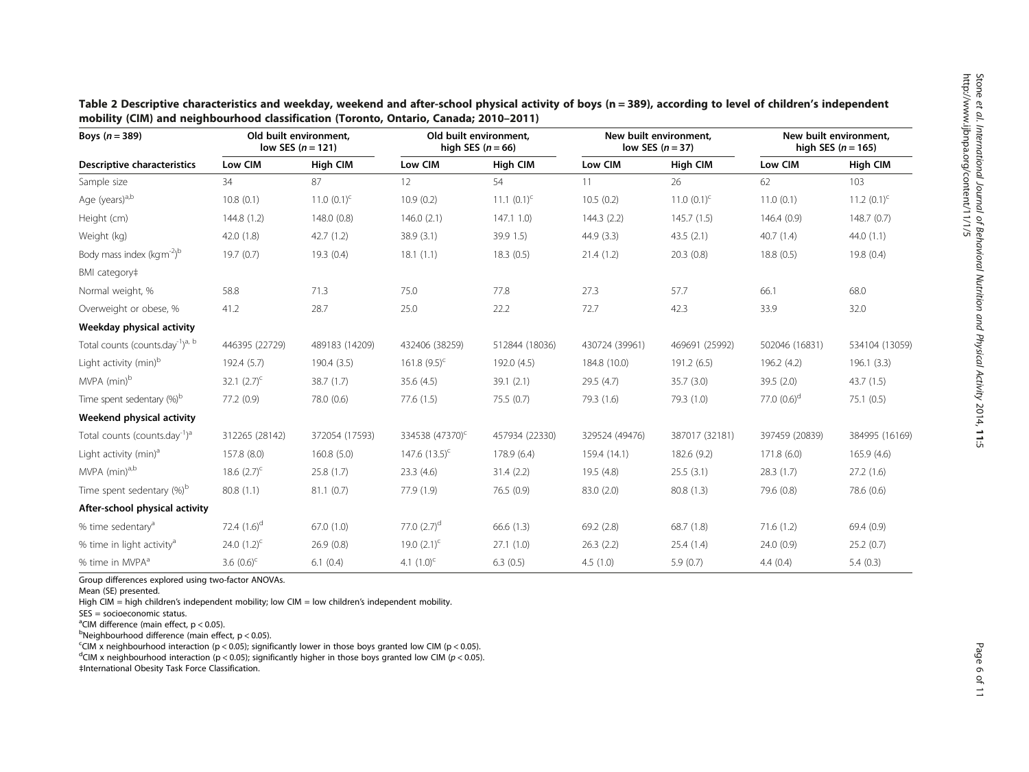**Table 2 Descriptive characteristics and weekday, weekend and after-school physical activity of boys (n = 389), according to level of children's independent mobility (CIM) and neighbourhood classification (Toronto, Ontario, Canada; 2010–2011)**

| Boys (*n* = 389) | Old built environment, low SES (*n* = 121) | | Old built environment, high SES (*n* = 66) | | New built environment, low SES (*n* = 37) | | New built environment, high SES (*n* = 165) | |
|---|---|---|---|---|---|---|---|---|
| **Descriptive characteristics** | **Low CIM** | **High CIM** | **Low CIM** | **High CIM** | **Low CIM** | **High CIM** | **Low CIM** | **High CIM** |
| Sample size | 34 | 87 | 12 | 54 | 11 | 26 | 62 | 103 |
| Age (years)[a,b] | 10.8 (0.1) | 11.0 (0.1)[c] | 10.9 (0.2) | 11.1 (0.1)[c] | 10.5 (0.2) | 11.0 (0.1)[c] | 11.0 (0.1) | 11.2 (0.1)[c] |
| Height (cm) | 144.8 (1.2) | 148.0 (0.8) | 146.0 (2.1) | 147.1 1.0) | 144.3 (2.2) | 145.7 (1.5) | 146.4 (0.9) | 148.7 (0.7) |
| Weight (kg) | 42.0 (1.8) | 42.7 (1.2) | 38.9 (3.1) | 39.9 1.5) | 44.9 (3.3) | 43.5 (2.1) | 40.7 (1.4) | 44.0 (1.1) |
| Body mass index (kg·m$^{-2}$)[b] | 19.7 (0.7) | 19.3 (0.4) | 18.1 (1.1) | 18.3 (0.5) | 21.4 (1.2) | 20.3 (0.8) | 18.8 (0.5) | 19.8 (0.4) |
| BMI category‡ | | | | | | | | |
| Normal weight, % | 58.8 | 71.3 | 75.0 | 77.8 | 27.3 | 57.7 | 66.1 | 68.0 |
| Overweight or obese, % | 41.2 | 28.7 | 25.0 | 22.2 | 72.7 | 42.3 | 33.9 | 32.0 |
| **Weekday physical activity** | | | | | | | | |
| Total counts (counts.day$^{-1}$)[a, b] | 446395 (22729) | 489183 (14209) | 432406 (38259) | 512844 (18036) | 430724 (39961) | 469691 (25992) | 502046 (16831) | 534104 (13059) |
| Light activity (min)[b] | 192.4 (5.7) | 190.4 (3.5) | 161.8 (9.5)[c] | 192.0 (4.5) | 184.8 (10.0) | 191.2 (6.5) | 196.2 (4.2) | 196.1 (3.3) |
| MVPA (min)[b] | 32.1 (2.7)[c] | 38.7 (1.7) | 35.6 (4.5) | 39.1 (2.1) | 29.5 (4.7) | 35.7 (3.0) | 39.5 (2.0) | 43.7 (1.5) |
| Time spent sedentary (%)[b] | 77.2 (0.9) | 78.0 (0.6) | 77.6 (1.5) | 75.5 (0.7) | 79.3 (1.6) | 79.3 (1.0) | 77.0 (0.6)[d] | 75.1 (0.5) |
| **Weekend physical activity** | | | | | | | | |
| Total counts (counts.day$^{-1}$)[a] | 312265 (28142) | 372054 (17593) | 334538 (47370)[c] | 457934 (22330) | 329524 (49476) | 387017 (32181) | 397459 (20839) | 384995 (16169) |
| Light activity (min)[a] | 157.8 (8.0) | 160.8 (5.0) | 147.6 (13.5)[c] | 178.9 (6.4) | 159.4 (14.1) | 182.6 (9.2) | 171.8 (6.0) | 165.9 (4.6) |
| MVPA (min)[a,b] | 18.6 (2.7)[c] | 25.8 (1.7) | 23.3 (4.6) | 31.4 (2.2) | 19.5 (4.8) | 25.5 (3.1) | 28.3 (1.7) | 27.2 (1.6) |
| Time spent sedentary (%)[b] | 80.8 (1.1) | 81.1 (0.7) | 77.9 (1.9) | 76.5 (0.9) | 83.0 (2.0) | 80.8 (1.3) | 79.6 (0.8) | 78.6 (0.6) |
| **After-school physical activity** | | | | | | | | |
| % time sedentary[a] | 72.4 (1.6)[d] | 67.0 (1.0) | 77.0 (2.7)[d] | 66.6 (1.3) | 69.2 (2.8) | 68.7 (1.8) | 71.6 (1.2) | 69.4 (0.9) |
| % time in light activity[a] | 24.0 (1.2)[c] | 26.9 (0.8) | 19.0 (2.1)[c] | 27.1 (1.0) | 26.3 (2.2) | 25.4 (1.4) | 24.0 (0.9) | 25.2 (0.7) |
| % time in MVPA[a] | 3.6 (0.6)[c] | 6.1 (0.4) | 4.1 (1.0)[c] | 6.3 (0.5) | 4.5 (1.0) | 5.9 (0.7) | 4.4 (0.4) | 5.4 (0.3) |

Group differences explored using two-factor ANOVAs.
Mean (SE) presented.
High CIM = high children's independent mobility; low CIM = low children's independent mobility.
SES = socioeconomic status.
[a]CIM difference (main effect, $p < 0.05$).
[b]Neighbourhood difference (main effect, $p < 0.05$).
[c]CIM x neighbourhood interaction ($p < 0.05$); significantly lower in those boys granted low CIM ($p < 0.05$).
[d]CIM x neighbourhood interaction ($p < 0.05$); significantly higher in those boys granted low CIM ($p < 0.05$).
‡International Obesity Task Force Classification.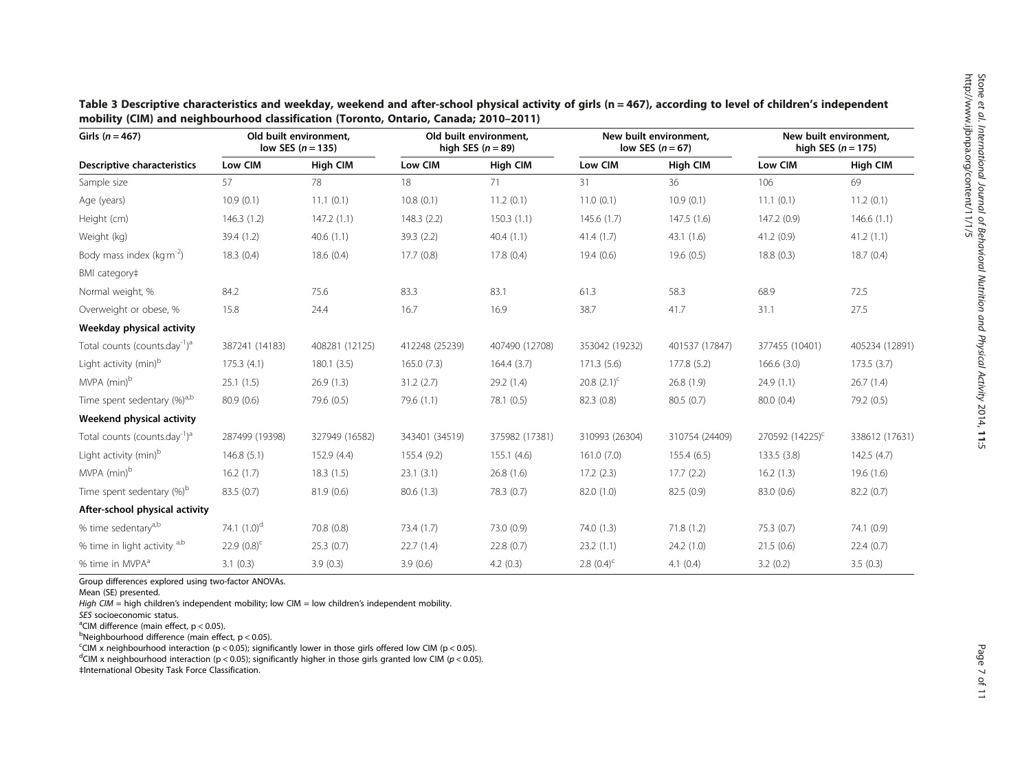**Table 3 Descriptive characteristics and weekday, weekend and after-school physical activity of girls (n = 467), according to level of children's independent mobility (CIM) and neighbourhood classification (Toronto, Ontario, Canada; 2010–2011)**

| Girls (n = 467) | Old built environment, low SES (n = 135) | | Old built environment, high SES (n = 89) | | New built environment, low SES (n = 67) | | New built environment, high SES (n = 175) | |
|---|---|---|---|---|---|---|---|---|
| **Descriptive characteristics** | **Low CIM** | **High CIM** | **Low CIM** | **High CIM** | **Low CIM** | **High CIM** | **Low CIM** | **High CIM** |
| Sample size | 57 | 78 | 18 | 71 | 31 | 36 | 106 | 69 |
| Age (years) | 10.9 (0.1) | 11.1 (0.1) | 10.8 (0.1) | 11.2 (0.1) | 11.0 (0.1) | 10.9 (0.1) | 11.1 (0.1) | 11.2 (0.1) |
| Height (cm) | 146.3 (1.2) | 147.2 (1.1) | 148.3 (2.2) | 150.3 (1.1) | 145.6 (1.7) | 147.5 (1.6) | 147.2 (0.9) | 146.6 (1.1) |
| Weight (kg) | 39.4 (1.2) | 40.6 (1.1) | 39.3 (2.2) | 40.4 (1.1) | 41.4 (1.7) | 43.1 (1.6) | 41.2 (0.9) | 41.2 (1.1) |
| Body mass index ($kg·m^{-2}$) | 18.3 (0.4) | 18.6 (0.4) | 17.7 (0.8) | 17.8 (0.4) | 19.4 (0.6) | 19.6 (0.5) | 18.8 (0.3) | 18.7 (0.4) |
| BMI category‡ | | | | | | | | |
| Normal weight, % | 84.2 | 75.6 | 83.3 | 83.1 | 61.3 | 58.3 | 68.9 | 72.5 |
| Overweight or obese, % | 15.8 | 24.4 | 16.7 | 16.9 | 38.7 | 41.7 | 31.1 | 27.5 |
| **Weekday physical activity** | | | | | | | | |
| Total counts ($counts.day^{-1}$)[a] | 387241 (14183) | 408281 (12125) | 412248 (25239) | 407490 (12708) | 353042 (19232) | 401537 (17847) | 377455 (10401) | 405234 (12891) |
| Light activity (min)[b] | 175.3 (4.1) | 180.1 (3.5) | 165.0 (7.3) | 164.4 (3.7) | 171.3 (5.6) | 177.8 (5.2) | 166.6 (3.0) | 173.5 (3.7) |
| MVPA (min)[b] | 25.1 (1.5) | 26.9 (1.3) | 31.2 (2.7) | 29.2 (1.4) | 20.8 (2.1)[c] | 26.8 (1.9) | 24.9 (1.1) | 26.7 (1.4) |
| Time spent sedentary (%)[a,b] | 80.9 (0.6) | 79.6 (0.5) | 79.6 (1.1) | 78.1 (0.5) | 82.3 (0.8) | 80.5 (0.7) | 80.0 (0.4) | 79.2 (0.5) |
| **Weekend physical activity** | | | | | | | | |
| Total counts ($counts.day^{-1}$)[a] | 287499 (19398) | 327949 (16582) | 343401 (34519) | 375982 (17381) | 310993 (26304) | 310754 (24409) | 270592 (14225)[c] | 338612 (17631) |
| Light activity (min)[b] | 146.8 (5.1) | 152.9 (4.4) | 155.4 (9.2) | 155.1 (4.6) | 161.0 (7.0) | 155.4 (6.5) | 133.5 (3.8) | 142.5 (4.7) |
| MVPA (min)[b] | 16.2 (1.7) | 18.3 (1.5) | 23.1 (3.1) | 26.8 (1.6) | 17.2 (2.3) | 17.7 (2.2) | 16.2 (1.3) | 19.6 (1.6) |
| Time spent sedentary (%)[b] | 83.5 (0.7) | 81.9 (0.6) | 80.6 (1.3) | 78.3 (0.7) | 82.0 (1.0) | 82.5 (0.9) | 83.0 (0.6) | 82.2 (0.7) |
| **After-school physical activity** | | | | | | | | |
| % time sedentary[a,b] | 74.1 (1.0)[d] | 70.8 (0.8) | 73.4 (1.7) | 73.0 (0.9) | 74.0 (1.3) | 71.8 (1.2) | 75.3 (0.7) | 74.1 (0.9) |
| % time in light activity [a,b] | 22.9 (0.8)[c] | 25.3 (0.7) | 22.7 (1.4) | 22.8 (0.7) | 23.2 (1.1) | 24.2 (1.0) | 21.5 (0.6) | 22.4 (0.7) |
| % time in MVPA[a] | 3.1 (0.3) | 3.9 (0.3) | 3.9 (0.6) | 4.2 (0.3) | 2.8 (0.4)[c] | 4.1 (0.4) | 3.2 (0.2) | 3.5 (0.3) |

Group differences explored using two-factor ANOVAs.
Mean (SE) presented.
*High CIM* = high children's independent mobility; low CIM = low children's independent mobility.
*SES* socioeconomic status.
[a]CIM difference (main effect, $p < 0.05$).
[b]Neighbourhood difference (main effect, $p < 0.05$).
[c]CIM x neighbourhood interaction ($p < 0.05$); significantly lower in those girls offered low CIM ($p < 0.05$).
[d]CIM x neighbourhood interaction ($p < 0.05$); significantly higher in those girls granted low CIM ($p < 0.05$).
‡International Obesity Task Force Classification.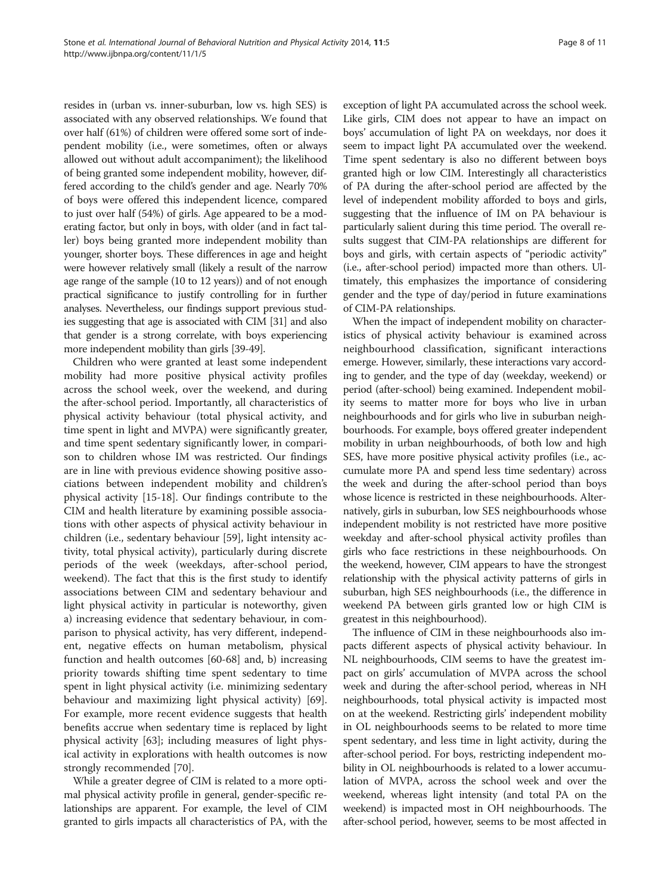resides in (urban vs. inner-suburban, low vs. high SES) is associated with any observed relationships. We found that over half (61%) of children were offered some sort of independent mobility (i.e., were sometimes, often or always allowed out without adult accompaniment); the likelihood of being granted some independent mobility, however, differed according to the child's gender and age. Nearly 70% of boys were offered this independent licence, compared to just over half (54%) of girls. Age appeared to be a moderating factor, but only in boys, with older (and in fact taller) boys being granted more independent mobility than younger, shorter boys. These differences in age and height were however relatively small (likely a result of the narrow age range of the sample (10 to 12 years)) and of not enough practical significance to justify controlling for in further analyses. Nevertheless, our findings support previous studies suggesting that age is associated with CIM [31] and also that gender is a strong correlate, with boys experiencing more independent mobility than girls [39-49].

Children who were granted at least some independent mobility had more positive physical activity profiles across the school week, over the weekend, and during the after-school period. Importantly, all characteristics of physical activity behaviour (total physical activity, and time spent in light and MVPA) were significantly greater, and time spent sedentary significantly lower, in comparison to children whose IM was restricted. Our findings are in line with previous evidence showing positive associations between independent mobility and children's physical activity [15-18]. Our findings contribute to the CIM and health literature by examining possible associations with other aspects of physical activity behaviour in children (i.e., sedentary behaviour [59], light intensity activity, total physical activity), particularly during discrete periods of the week (weekdays, after-school period, weekend). The fact that this is the first study to identify associations between CIM and sedentary behaviour and light physical activity in particular is noteworthy, given a) increasing evidence that sedentary behaviour, in comparison to physical activity, has very different, independent, negative effects on human metabolism, physical function and health outcomes [60-68] and, b) increasing priority towards shifting time spent sedentary to time spent in light physical activity (i.e. minimizing sedentary behaviour and maximizing light physical activity) [69]. For example, more recent evidence suggests that health benefits accrue when sedentary time is replaced by light physical activity [63]; including measures of light physical activity in explorations with health outcomes is now strongly recommended [70].

While a greater degree of CIM is related to a more optimal physical activity profile in general, gender-specific relationships are apparent. For example, the level of CIM granted to girls impacts all characteristics of PA, with the exception of light PA accumulated across the school week. Like girls, CIM does not appear to have an impact on boys' accumulation of light PA on weekdays, nor does it seem to impact light PA accumulated over the weekend. Time spent sedentary is also no different between boys granted high or low CIM. Interestingly all characteristics of PA during the after-school period are affected by the level of independent mobility afforded to boys and girls, suggesting that the influence of IM on PA behaviour is particularly salient during this time period. The overall results suggest that CIM-PA relationships are different for boys and girls, with certain aspects of "periodic activity" (i.e., after-school period) impacted more than others. Ultimately, this emphasizes the importance of considering gender and the type of day/period in future examinations of CIM-PA relationships.

When the impact of independent mobility on characteristics of physical activity behaviour is examined across neighbourhood classification, significant interactions emerge. However, similarly, these interactions vary according to gender, and the type of day (weekday, weekend) or period (after-school) being examined. Independent mobility seems to matter more for boys who live in urban neighbourhoods and for girls who live in suburban neighbourhoods. For example, boys offered greater independent mobility in urban neighbourhoods, of both low and high SES, have more positive physical activity profiles (i.e., accumulate more PA and spend less time sedentary) across the week and during the after-school period than boys whose licence is restricted in these neighbourhoods. Alternatively, girls in suburban, low SES neighbourhoods whose independent mobility is not restricted have more positive weekday and after-school physical activity profiles than girls who face restrictions in these neighbourhoods. On the weekend, however, CIM appears to have the strongest relationship with the physical activity patterns of girls in suburban, high SES neighbourhoods (i.e., the difference in weekend PA between girls granted low or high CIM is greatest in this neighbourhood).

The influence of CIM in these neighbourhoods also impacts different aspects of physical activity behaviour. In NL neighbourhoods, CIM seems to have the greatest impact on girls' accumulation of MVPA across the school week and during the after-school period, whereas in NH neighbourhoods, total physical activity is impacted most on at the weekend. Restricting girls' independent mobility in OL neighbourhoods seems to be related to more time spent sedentary, and less time in light activity, during the after-school period. For boys, restricting independent mobility in OL neighbourhoods is related to a lower accumulation of MVPA, across the school week and over the weekend, whereas light intensity (and total PA on the weekend) is impacted most in OH neighbourhoods. The after-school period, however, seems to be most affected in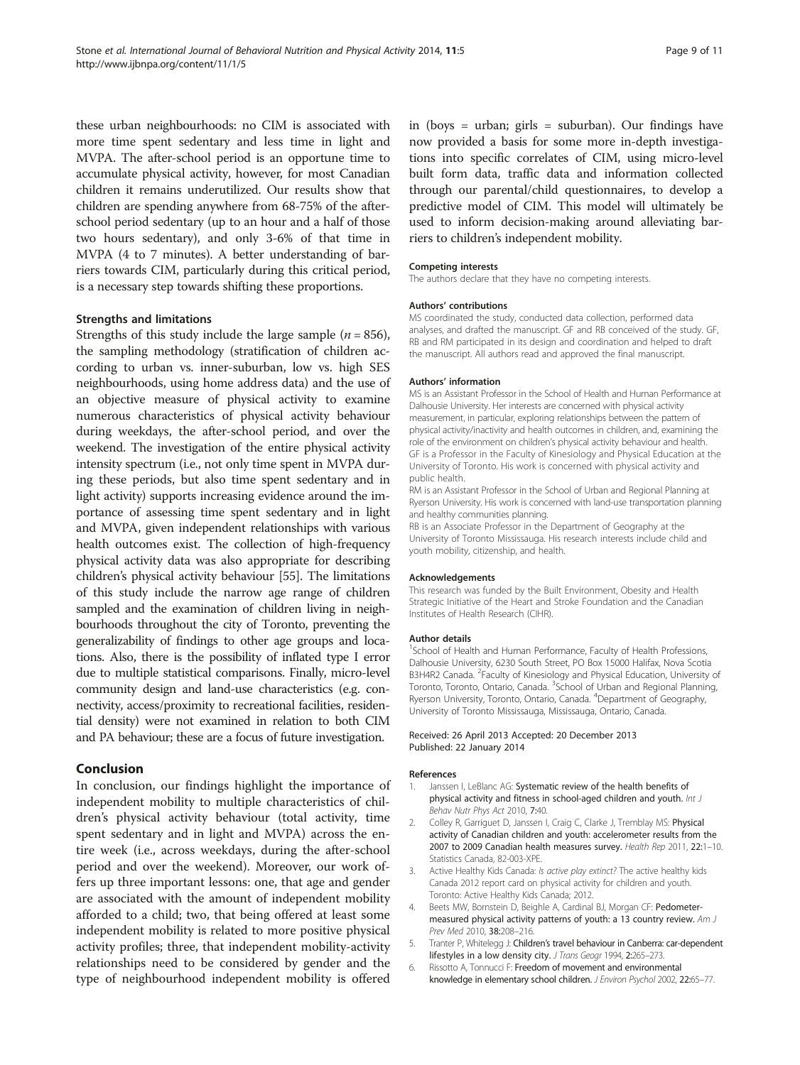these urban neighbourhoods: no CIM is associated with more time spent sedentary and less time in light and MVPA. The after-school period is an opportune time to accumulate physical activity, however, for most Canadian children it remains underutilized. Our results show that children are spending anywhere from 68-75% of the after-school period sedentary (up to an hour and a half of those two hours sedentary), and only 3-6% of that time in MVPA (4 to 7 minutes). A better understanding of barriers towards CIM, particularly during this critical period, is a necessary step towards shifting these proportions.

### Strengths and limitations

Strengths of this study include the large sample ($n = 856$), the sampling methodology (stratification of children according to urban vs. inner-suburban, low vs. high SES neighbourhoods, using home address data) and the use of an objective measure of physical activity to examine numerous characteristics of physical activity behaviour during weekdays, the after-school period, and over the weekend. The investigation of the entire physical activity intensity spectrum (i.e., not only time spent in MVPA during these periods, but also time spent sedentary and in light activity) supports increasing evidence around the importance of assessing time spent sedentary and in light and MVPA, given independent relationships with various health outcomes exist. The collection of high-frequency physical activity data was also appropriate for describing children's physical activity behaviour [55]. The limitations of this study include the narrow age range of children sampled and the examination of children living in neighbourhoods throughout the city of Toronto, preventing the generalizability of findings to other age groups and locations. Also, there is the possibility of inflated type I error due to multiple statistical comparisons. Finally, micro-level community design and land-use characteristics (e.g. connectivity, access/proximity to recreational facilities, residential density) were not examined in relation to both CIM and PA behaviour; these are a focus of future investigation.

## Conclusion

In conclusion, our findings highlight the importance of independent mobility to multiple characteristics of children's physical activity behaviour (total activity, time spent sedentary and in light and MVPA) across the entire week (i.e., across weekdays, during the after-school period and over the weekend). Moreover, our work offers up three important lessons: one, that age and gender are associated with the amount of independent mobility afforded to a child; two, that being offered at least some independent mobility is related to more positive physical activity profiles; three, that independent mobility-activity relationships need to be considered by gender and the type of neighbourhood independent mobility is offered in (boys = urban; girls = suburban). Our findings have now provided a basis for some more in-depth investigations into specific correlates of CIM, using micro-level built form data, traffic data and information collected through our parental/child questionnaires, to develop a predictive model of CIM. This model will ultimately be used to inform decision-making around alleviating barriers to children's independent mobility.

#### Competing interests

The authors declare that they have no competing interests.

#### Authors' contributions

MS coordinated the study, conducted data collection, performed data analyses, and drafted the manuscript. GF and RB conceived of the study. GF, RB and RM participated in its design and coordination and helped to draft the manuscript. All authors read and approved the final manuscript.

#### Authors' information

MS is an Assistant Professor in the School of Health and Human Performance at Dalhousie University. Her interests are concerned with physical activity measurement, in particular, exploring relationships between the pattern of physical activity/inactivity and health outcomes in children, and, examining the role of the environment on children's physical activity behaviour and health. GF is a Professor in the Faculty of Kinesiology and Physical Education at the University of Toronto. His work is concerned with physical activity and public health.

RM is an Assistant Professor in the School of Urban and Regional Planning at Ryerson University. His work is concerned with land-use transportation planning and healthy communities planning.

RB is an Associate Professor in the Department of Geography at the University of Toronto Mississauga. His research interests include child and youth mobility, citizenship, and health.

#### Acknowledgements

This research was funded by the Built Environment, Obesity and Health Strategic Initiative of the Heart and Stroke Foundation and the Canadian Institutes of Health Research (CIHR).

#### Author details

[1]School of Health and Human Performance, Faculty of Health Professions, Dalhousie University, 6230 South Street, PO Box 15000 Halifax, Nova Scotia B3H4R2 Canada. [2]Faculty of Kinesiology and Physical Education, University of Toronto, Toronto, Ontario, Canada. [3]School of Urban and Regional Planning, Ryerson University, Toronto, Ontario, Canada. [4]Department of Geography, University of Toronto Mississauga, Mississauga, Ontario, Canada.

Received: 26 April 2013 Accepted: 20 December 2013
Published: 22 January 2014

#### References

1. Janssen I, LeBlanc AG: **Systematic review of the health benefits of physical activity and fitness in school-aged children and youth.** *Int J Behav Nutr Phys Act* 2010, **7:**40.
2. Colley R, Garriguet D, Janssen I, Craig C, Clarke J, Tremblay MS: **Physical activity of Canadian children and youth: accelerometer results from the 2007 to 2009 Canadian health measures survey.** *Health Rep* 2011, **22:**1–10. Statistics Canada, 82-003-XPE.
3. Active Healthy Kids Canada: *Is active play extinct?* The active healthy kids Canada 2012 report card on physical activity for children and youth. Toronto: Active Healthy Kids Canada; 2012.
4. Beets MW, Bornstein D, Beighle A, Cardinal BJ, Morgan CF: **Pedometer-measured physical activity patterns of youth: a 13 country review.** *Am J Prev Med* 2010, **38:**208–216.
5. Tranter P, Whitelegg J: **Children's travel behaviour in Canberra: car-dependent lifestyles in a low density city.** *J Trans Geogr* 1994, **2:**265–273.
6. Rissotto A, Tonnucci F: **Freedom of movement and environmental knowledge in elementary school children.** *J Environ Psychol* 2002, **22:**65–77.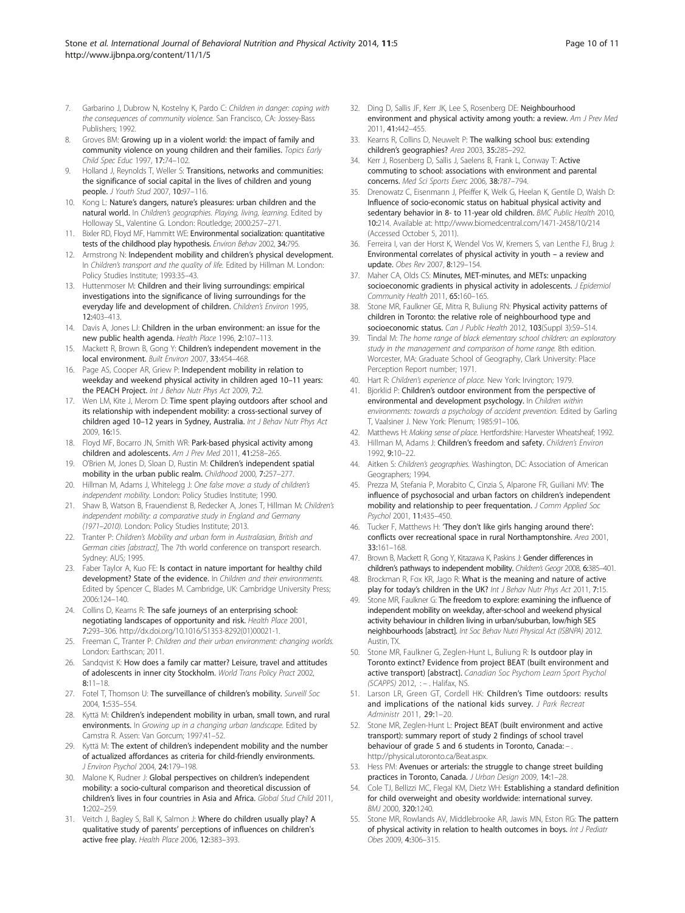7. Garbarino J, Dubrow N, Kostelny K, Pardo C: *Children in danger: coping with the consequences of community violence.* San Francisco, CA: Jossey-Bass Publishers; 1992.
8. Groves BM: **Growing up in a violent world: the impact of family and community violence on young children and their families.** *Topics Early Child Spec Educ* 1997, **17:**74–102.
9. Holland J, Reynolds T, Weller S: **Transitions, networks and communities: the significance of social capital in the lives of children and young people.** *J Youth Stud* 2007, **10:**97–116.
10. Kong L: **Nature's dangers, nature's pleasures: urban children and the natural world.** In *Children's geographies. Playing, living, learning.* Edited by Holloway SL, Valentine G. London: Routledge; 2000:257–271.
11. Bixler RD, Floyd MF, Hammitt WE: **Environmental socialization: quantitative tests of the childhood play hypothesis.** *Environ Behav* 2002, **34:**795.
12. Armstrong N: **Independent mobility and children's physical development.** In *Children's transport and the quality of life.* Edited by Hillman M. London: Policy Studies Institute; 1993:35–43.
13. Huttenmoser M: **Children and their living surroundings: empirical investigations into the significance of living surroundings for the everyday life and development of children.** *Children's Environ* 1995, **12:**403–413.
14. Davis A, Jones LJ: **Children in the urban environment: an issue for the new public health agenda.** *Health Place* 1996, **2:**107–113.
15. Mackett R, Brown B, Gong Y: **Children's independent movement in the local environment.** *Built Environ* 2007, **33:**454–468.
16. Page AS, Cooper AR, Griew P: **Independent mobility in relation to weekday and weekend physical activity in children aged 10–11 years: the PEACH Project.** *Int J Behav Nutr Phys Act* 2009, **7:**2.
17. Wen LM, Kite J, Merom D: **Time spent playing outdoors after school and its relationship with independent mobility: a cross-sectional survey of children aged 10–12 years in Sydney, Australia.** *Int J Behav Nutr Phys Act* 2009, **16:**15.
18. Floyd MF, Bocarro JN, Smith WR: **Park-based physical activity among children and adolescents.** *Am J Prev Med* 2011, **41:**258–265.
19. O'Brien M, Jones D, Sloan D, Rustin M: **Children's independent spatial mobility in the urban public realm.** *Childhood* 2000, **7:**257–277.
20. Hillman M, Adams J, Whitelegg J: *One false move: a study of children's independent mobility.* London: Policy Studies Institute; 1990.
21. Shaw B, Watson B, Frauendienst B, Redecker A, Jones T, Hillman M: *Children's independent mobility: a comparative study in England and Germany (1971–2010).* London: Policy Studies Institute; 2013.
22. Tranter P: *Children's Mobility and urban form in Australasian, British and German cities [abstract]*, The 7th world conference on transport research. Sydney: AUS; 1995.
23. Faber Taylor A, Kuo FE: **Is contact in nature important for healthy child development? State of the evidence.** In *Children and their environments.* Edited by Spencer C, Blades M. Cambridge, UK: Cambridge University Press; 2006:124–140.
24. Collins D, Kearns R: **The safe journeys of an enterprising school: negotiating landscapes of opportunity and risk.** *Health Place* 2001, **7:**293–306. http://dx.doi.org/10.1016/S1353-8292(01)00021-1.
25. Freeman C, Tranter P: *Children and their urban environment: changing worlds.* London: Earthscan; 2011.
26. Sandqvist K: **How does a family car matter? Leisure, travel and attitudes of adolescents in inner city Stockholm.** *World Trans Policy Pract* 2002, **8:**11–18.
27. Fotel T, Thomson U: **The surveillance of children's mobility.** *Surveill Soc* 2004, **1:**535–554.
28. Kyttä M: **Children's independent mobility in urban, small town, and rural environments.** In *Growing up in a changing urban landscape.* Edited by Camstra R. Assen: Van Gorcum; 1997:41–52.
29. Kyttä M: **The extent of children's independent mobility and the number of actualized affordances as criteria for child-friendly environments.** *J Environ Psychol* 2004, **24:**179–198.
30. Malone K, Rudner J: **Global perspectives on children's independent mobility: a socio-cultural comparison and theoretical discussion of children's lives in four countries in Asia and Africa.** *Global Stud Child* 2011, **1:**202–259.
31. Veitch J, Bagley S, Ball K, Salmon J: **Where do children usually play? A qualitative study of parents' perceptions of influences on children's active free play.** *Health Place* 2006, **12:**383–393.
32. Ding D, Sallis JF, Kerr JK, Lee S, Rosenberg DE: **Neighbourhood environment and physical activity among youth: a review.** *Am J Prev Med* 2011, **41:**442–455.
33. Kearns R, Collins D, Neuwelt P: **The walking school bus: extending children's geographies?** *Area* 2003, **35:**285–292.
34. Kerr J, Rosenberg D, Sallis J, Saelens B, Frank L, Conway T: **Active commuting to school: associations with environment and parental concerns.** *Med Sci Sports Exerc* 2006, **38:**787–794.
35. Drenowatz C, Eisenmann J, Pfeiffer K, Welk G, Heelan K, Gentile D, Walsh D: **Influence of socio-economic status on habitual physical activity and sedentary behavior in 8- to 11-year old children.** *BMC Public Health* 2010, **10:**214. Available at: http://www.biomedcentral.com/1471-2458/10/214 (Accessed October 5, 2011).
36. Ferreira I, van der Horst K, Wendel Vos W, Kremers S, van Lenthe FJ, Brug J: **Environmental correlates of physical activity in youth – a review and update.** *Obes Rev* 2007, **8:**129–154.
37. Maher CA, Olds CS: **Minutes, MET-minutes, and METs: unpacking socioeconomic gradients in physical activity in adolescents.** *J Epidemiol Community Health* 2011, **65:**160–165.
38. Stone MR, Faulkner GE, Mitra R, Buliung RN: **Physical activity patterns of children in Toronto: the relative role of neighbourhood type and socioeconomic status.** *Can J Public Health* 2012, **103**(Suppl 3):S9–S14.
39. Tindal M: *The home range of black elementary school children: an exploratory study in the management and comparison of home range.* 8th edition. Worcester, MA: Graduate School of Geography, Clark University: Place Perception Report number; 1971.
40. Hart R: *Children's experience of place.* New York: Irvington; 1979.
41. Bjorklid P: **Children's outdoor environment from the perspective of environmental and development psychology.** In *Children within environments: towards a psychology of accident prevention.* Edited by Garling T, Vaalsiner J. New York: Plenum; 1985:91–106.
42. Matthews H: *Making sense of place.* Hertfordshire: Harvester Wheatsheaf; 1992.
43. Hillman M, Adams J: **Children's freedom and safety.** *Children's Environ* 1992, **9:**10–22.
44. Aitken S: *Children's geographies.* Washington, DC: Association of American Geographers; 1994.
45. Prezza M, Stefania P, Morabito C, Cinzia S, Alparone FR, Guiliani MV: **The influence of psychosocial and urban factors on children's independent mobility and relationship to peer frequentation.** *J Comm Applied Soc Psychol* 2001, **11:**435–450.
46. Tucker F, Matthews H: **'They don't like girls hanging around there': conflicts over recreational space in rural Northamptonshire.** *Area* 2001, **33:**161–168.
47. Brown B, Mackett R, Gong Y, Kitazawa K, Paskins J: **Gender differences in children's pathways to independent mobility.** *Children's Geogr* 2008, **6:**385–401.
48. Brockman R, Fox KR, Jago R: **What is the meaning and nature of active play for today's children in the UK?** *Int J Behav Nutr Phys Act* 2011, **7:**15.
49. Stone MR, Faulkner G: **The freedom to explore: examining the influence of independent mobility on weekday, after-school and weekend physical activity behaviour in children living in urban/suburban, low/high SES neighbourhoods [abstract].** *Int Soc Behav Nutri Physical Act (ISBNPA)* 2012. Austin, TX.
50. Stone MR, Faulkner G, Zeglen-Hunt L, Buliung R: **Is outdoor play in Toronto extinct? Evidence from project BEAT (built environment and active transport) [abstract].** *Canadian Soc Psychom Learn Sport Psychol (SCAPPS)* 2012, : – . Halifax, NS.
51. Larson LR, Green GT, Cordell HK: **Children's Time outdoors: results and implications of the national kids survey.** *J Park Recreat Administr* 2011, **29:**1–20.
52. Stone MR, Zeglen-Hunt L: **Project BEAT (built environment and active transport): summary report of study 2 findings of school travel behaviour of grade 5 and 6 students in Toronto, Canada:** – . http://physical.utoronto.ca/Beat.aspx.
53. Hess PM: **Avenues or arterials: the struggle to change street building practices in Toronto, Canada.** *J Urban Design* 2009, **14:**1–28.
54. Cole TJ, Bellizzi MC, Flegal KM, Dietz WH: **Establishing a standard definition for child overweight and obesity worldwide: international survey.** *BMJ* 2000, **320:**1240.
55. Stone MR, Rowlands AV, Middlebrooke AR, Jawis MN, Eston RG: **The pattern of physical activity in relation to health outcomes in boys.** *Int J Pediatr Obes* 2009, **4:**306–315.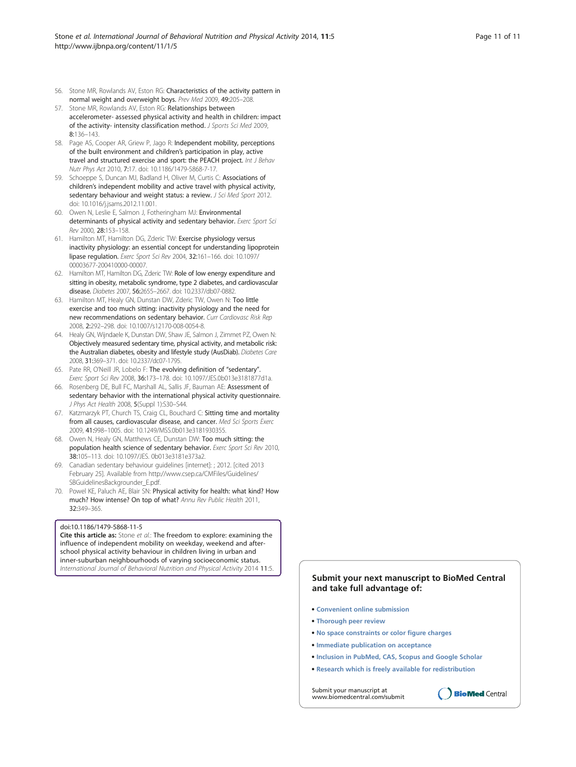56. Stone MR, Rowlands AV, Eston RG: **Characteristics of the activity pattern in normal weight and overweight boys.** *Prev Med* 2009, **49:**205–208.
57. Stone MR, Rowlands AV, Eston RG: **Relationships between accelerometer- assessed physical activity and health in children: impact of the activity- intensity classification method.** *J Sports Sci Med* 2009, **8:**136–143.
58. Page AS, Cooper AR, Griew P, Jago R: **Independent mobility, perceptions of the built environment and children's participation in play, active travel and structured exercise and sport: the PEACH project.** *Int J Behav Nutr Phys Act* 2010, **7:**17. doi: 10.1186/1479-5868-7-17.
59. Schoeppe S, Duncan MJ, Badland H, Oliver M, Curtis C: **Associations of children's independent mobility and active travel with physical activity, sedentary behaviour and weight status: a review.** *J Sci Med Sport* 2012. doi: 10.1016/j.jsams.2012.11.001.
60. Owen N, Leslie E, Salmon J, Fotheringham MJ: **Environmental determinants of physical activity and sedentary behavior.** *Exerc Sport Sci Rev* 2000, **28:**153–158.
61. Hamilton MT, Hamilton DG, Zderic TW: **Exercise physiology versus inactivity physiology: an essential concept for understanding lipoprotein lipase regulation.** *Exerc Sport Sci Rev* 2004, **32:**161–166. doi: 10.1097/00003677-200410000-00007.
62. Hamilton MT, Hamilton DG, Zderic TW: **Role of low energy expenditure and sitting in obesity, metabolic syndrome, type 2 diabetes, and cardiovascular disease.** *Diabetes* 2007, **56:**2655–2667. doi: 10.2337/db07-0882.
63. Hamilton MT, Healy GN, Dunstan DW, Zderic TW, Owen N: **Too little exercise and too much sitting: inactivity physiology and the need for new recommendations on sedentary behavior.** *Curr Cardiovasc Risk Rep* 2008, **2:**292–298. doi: 10.1007/s12170-008-0054-8.
64. Healy GN, Wijndaele K, Dunstan DW, Shaw JE, Salmon J, Zimmet PZ, Owen N: **Objectively measured sedentary time, physical activity, and metabolic risk: the Australian diabetes, obesity and lifestyle study (AusDiab).** *Diabetes Care* 2008, **31:**369–371. doi: 10.2337/dc07-1795.
65. Pate RR, O'Neill JR, Lobelo F: **The evolving definition of "sedentary".** *Exerc Sport Sci Rev* 2008, **36:**173–178. doi: 10.1097/JES.0b013e3181877d1a.
66. Rosenberg DE, Bull FC, Marshall AL, Sallis JF, Bauman AE: **Assessment of sedentary behavior with the international physical activity questionnaire.** *J Phys Act Health* 2008, **5**(Suppl 1):S30–S44.
67. Katzmarzyk PT, Church TS, Craig CL, Bouchard C: **Sitting time and mortality from all causes, cardiovascular disease, and cancer.** *Med Sci Sports Exerc* 2009, **41:**998–1005. doi: 10.1249/MSS.0b013e3181930355.
68. Owen N, Healy GN, Matthews CE, Dunstan DW: **Too much sitting: the population health science of sedentary behavior.** *Exerc Sport Sci Rev* 2010, **38:**105–113. doi: 10.1097/JES. 0b013e3181e373a2.
69. Canadian sedentary behaviour guidelines [internet]: ; 2012. [cited 2013 February 25]. Available from http://www.csep.ca/CMFiles/Guidelines/SBGuidelinesBackgrounder_E.pdf.
70. Powel KE, Paluch AE, Blair SN: **Physical activity for health: what kind? How much? How intense? On top of what?** *Annu Rev Public Health* 2011, **32:**349–365.

doi:10.1186/1479-5868-11-5

**Cite this article as:** Stone *et al.*: The freedom to explore: examining the influence of independent mobility on weekday, weekend and after-school physical activity behaviour in children living in urban and inner-suburban neighbourhoods of varying socioeconomic status. *International Journal of Behavioral Nutrition and Physical Activity* 2014 **11**:5.

**Submit your next manuscript to BioMed Central and take full advantage of:**

- **Convenient online submission**
- **Thorough peer review**
- **No space constraints or color figure charges**
- **Immediate publication on acceptance**
- **Inclusion in PubMed, CAS, Scopus and Google Scholar**
- **Research which is freely available for redistribution**

Submit your manuscript at
www.biomedcentral.com/submit

BioMed Central